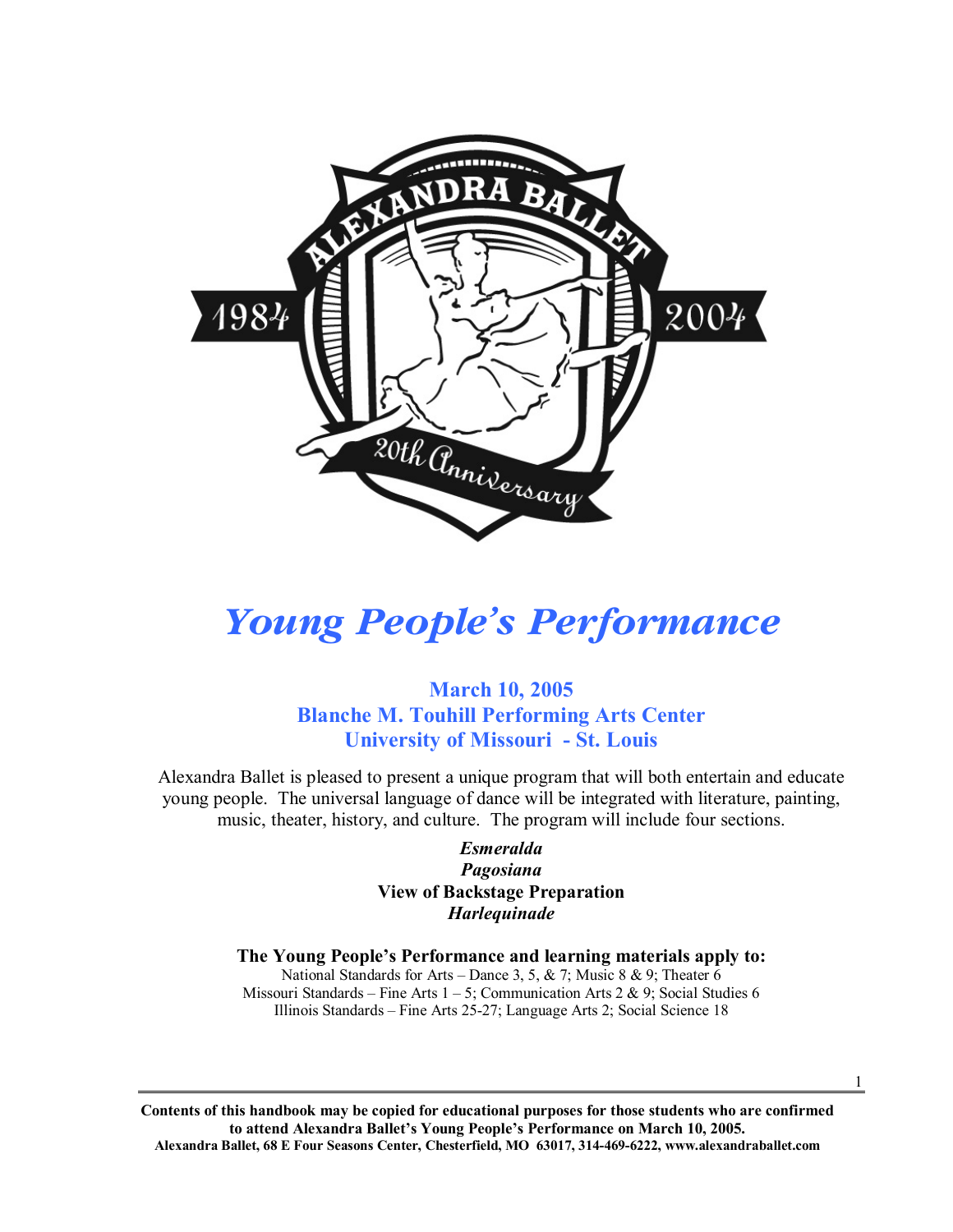# Young People's Performance

**March 10, 2005**
**Blanche M. Touhill Performing Arts Center**
**University of Missouri - St. Louis**

Alexandra Ballet is pleased to present a unique program that will both entertain and educate young people. The universal language of dance will be integrated with literature, painting, music, theater, history, and culture. The program will include four sections.

***Esmeralda***
***Pagosiana***
**View of Backstage Preparation**
***Harlequinade***

**The Young People's Performance and learning materials apply to:**

National Standards for Arts – Dance 3, 5, & 7; Music 8 & 9; Theater 6
Missouri Standards – Fine Arts 1 – 5; Communication Arts 2 & 9; Social Studies 6
Illinois Standards – Fine Arts 25-27; Language Arts 2; Social Science 18

**Contents of this handbook may be copied for educational purposes for those students who are confirmed to attend Alexandra Ballet's Young People's Performance on March 10, 2005.**
**Alexandra Ballet, 68 E Four Seasons Center, Chesterfield, MO 63017, 314-469-6222, www.alexandraballet.com**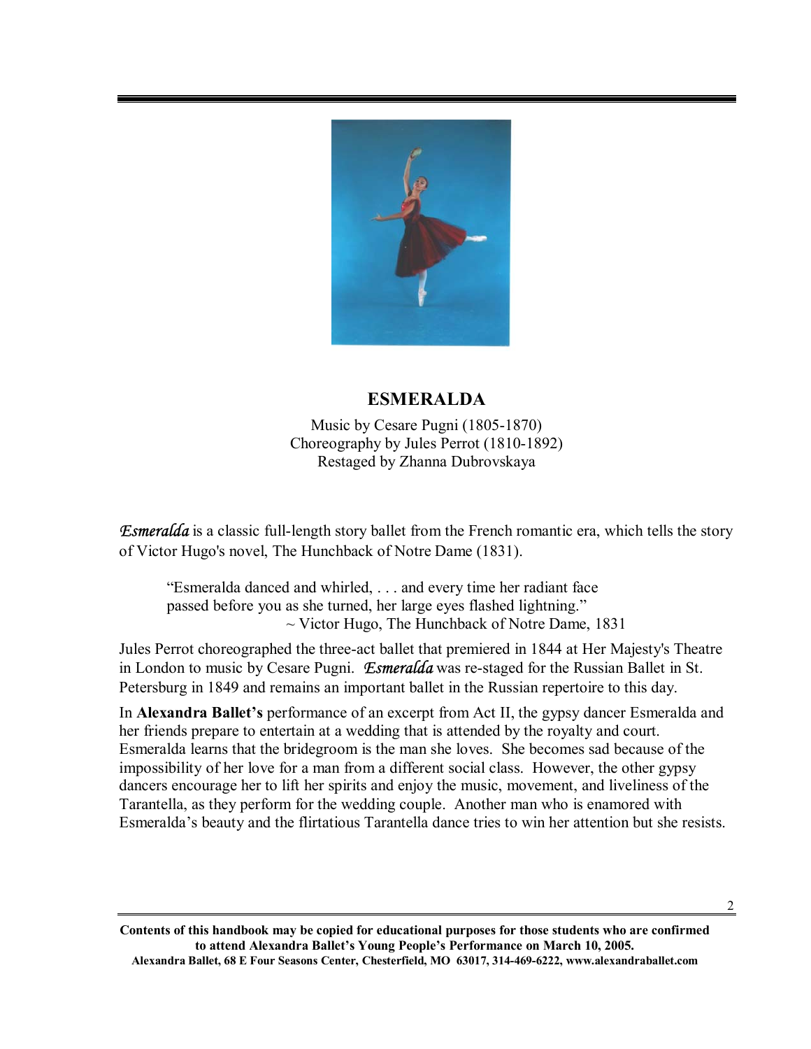## ESMERALDA

Music by Cesare Pugni (1805-1870)
Choreography by Jules Perrot (1810-1892)
Restaged by Zhanna Dubrovskaya

*Esmeralda* is a classic full-length story ballet from the French romantic era, which tells the story of Victor Hugo's novel, The Hunchback of Notre Dame (1831).

> "Esmeralda danced and whirled, . . . and every time her radiant face passed before you as she turned, her large eyes flashed lightning."
> ~ Victor Hugo, The Hunchback of Notre Dame, 1831

Jules Perrot choreographed the three-act ballet that premiered in 1844 at Her Majesty's Theatre in London to music by Cesare Pugni. *Esmeralda* was re-staged for the Russian Ballet in St. Petersburg in 1849 and remains an important ballet in the Russian repertoire to this day.

In **Alexandra Ballet's** performance of an excerpt from Act II, the gypsy dancer Esmeralda and her friends prepare to entertain at a wedding that is attended by the royalty and court. Esmeralda learns that the bridegroom is the man she loves. She becomes sad because of the impossibility of her love for a man from a different social class. However, the other gypsy dancers encourage her to lift her spirits and enjoy the music, movement, and liveliness of the Tarantella, as they perform for the wedding couple. Another man who is enamored with Esmeralda's beauty and the flirtatious Tarantella dance tries to win her attention but she resists.

**Contents of this handbook may be copied for educational purposes for those students who are confirmed to attend Alexandra Ballet's Young People's Performance on March 10, 2005.**
**Alexandra Ballet, 68 E Four Seasons Center, Chesterfield, MO 63017, 314-469-6222, www.alexandraballet.com**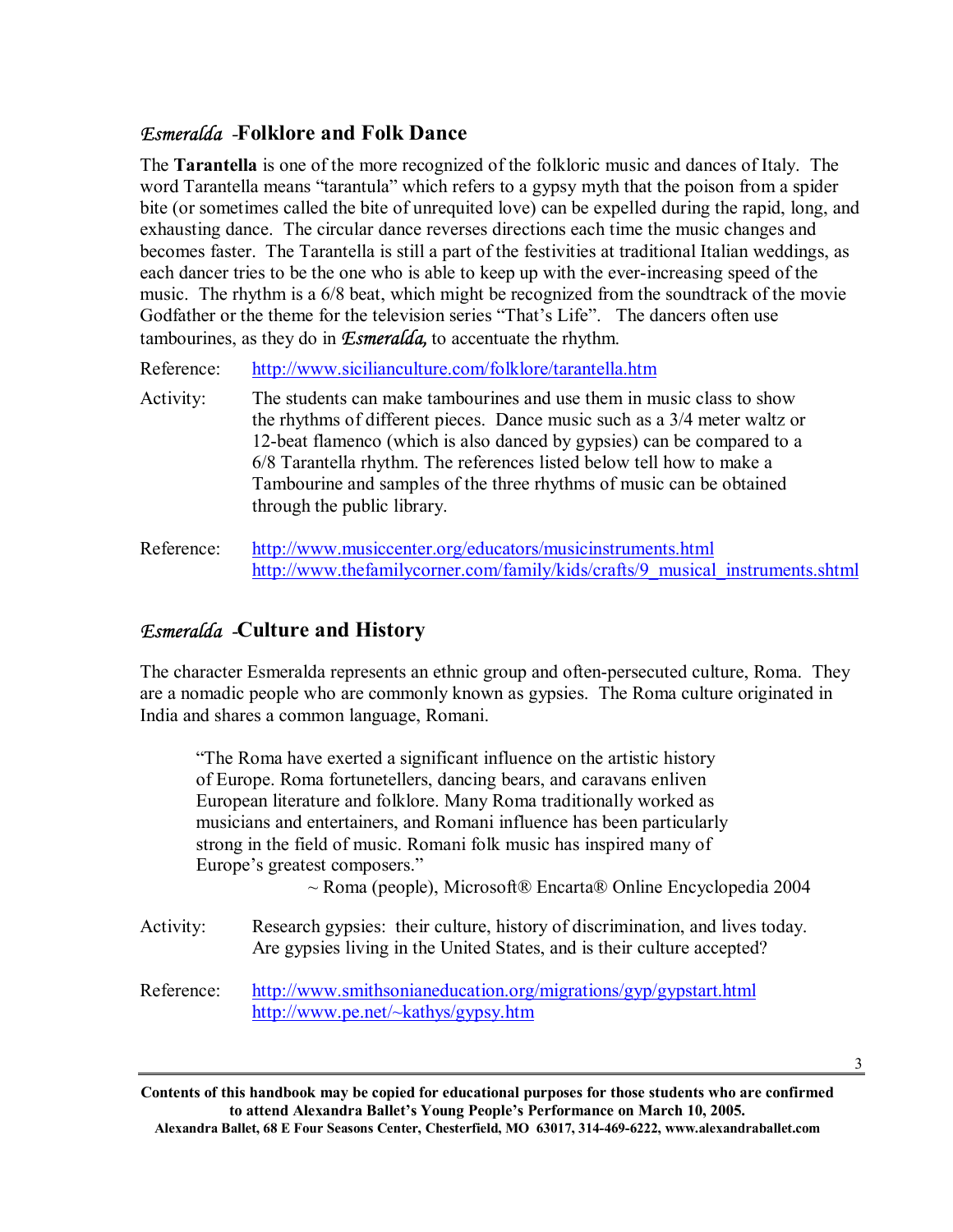## *Esmeralda* -Folklore and Folk Dance

The **Tarantella** is one of the more recognized of the folkloric music and dances of Italy. The word Tarantella means "tarantula" which refers to a gypsy myth that the poison from a spider bite (or sometimes called the bite of unrequited love) can be expelled during the rapid, long, and exhausting dance. The circular dance reverses directions each time the music changes and becomes faster. The Tarantella is still a part of the festivities at traditional Italian weddings, as each dancer tries to be the one who is able to keep up with the ever-increasing speed of the music. The rhythm is a 6/8 beat, which might be recognized from the soundtrack of the movie Godfather or the theme for the television series "That's Life". The dancers often use tambourines, as they do in *Esmeralda,* to accentuate the rhythm.

Reference: http://www.sicilianculture.com/folklore/tarantella.htm

Activity: The students can make tambourines and use them in music class to show the rhythms of different pieces. Dance music such as a 3/4 meter waltz or 12-beat flamenco (which is also danced by gypsies) can be compared to a 6/8 Tarantella rhythm. The references listed below tell how to make a Tambourine and samples of the three rhythms of music can be obtained through the public library.

Reference: http://www.musiccenter.org/educators/musicinstruments.html
http://www.thefamilycorner.com/family/kids/crafts/9_musical_instruments.shtml

## *Esmeralda* -Culture and History

The character Esmeralda represents an ethnic group and often-persecuted culture, Roma. They are a nomadic people who are commonly known as gypsies. The Roma culture originated in India and shares a common language, Romani.

> "The Roma have exerted a significant influence on the artistic history of Europe. Roma fortunetellers, dancing bears, and caravans enliven European literature and folklore. Many Roma traditionally worked as musicians and entertainers, and Romani influence has been particularly strong in the field of music. Romani folk music has inspired many of Europe's greatest composers."
>
> ~ Roma (people), Microsoft® Encarta® Online Encyclopedia 2004

Activity: Research gypsies: their culture, history of discrimination, and lives today. Are gypsies living in the United States, and is their culture accepted?

Reference: http://www.smithsonianeducation.org/migrations/gyp/gypstart.html
http://www.pe.net/~kathys/gypsy.htm

**Contents of this handbook may be copied for educational purposes for those students who are confirmed to attend Alexandra Ballet's Young People's Performance on March 10, 2005.**
**Alexandra Ballet, 68 E Four Seasons Center, Chesterfield, MO 63017, 314-469-6222, www.alexandraballet.com**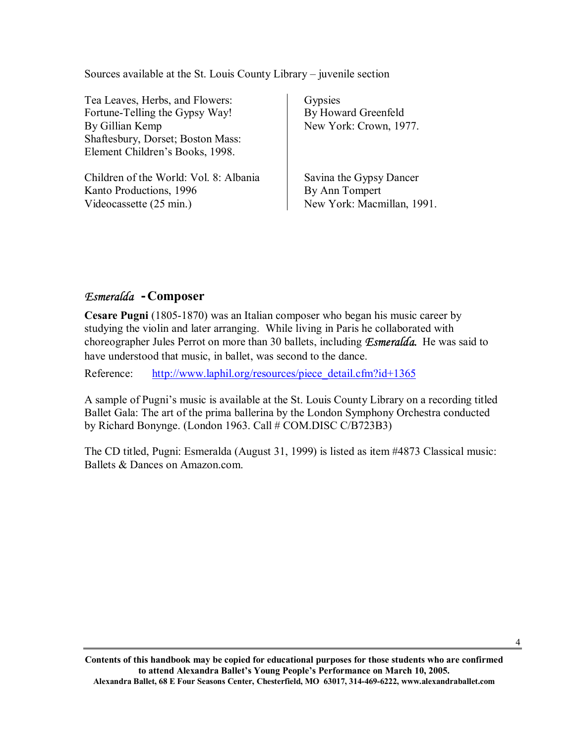Sources available at the St. Louis County Library – juvenile section

Tea Leaves, Herbs, and Flowers:
Fortune-Telling the Gypsy Way!
By Gillian Kemp
Shaftesbury, Dorset; Boston Mass:
Element Children's Books, 1998.

Children of the World: Vol. 8: Albania
Kanto Productions, 1996
Videocassette (25 min.)

Gypsies
By Howard Greenfeld
New York: Crown, 1977.

Savina the Gypsy Dancer
By Ann Tompert
New York: Macmillan, 1991.

## *Esmeralda* - Composer

**Cesare Pugni** (1805-1870) was an Italian composer who began his music career by studying the violin and later arranging. While living in Paris he collaborated with choreographer Jules Perrot on more than 30 ballets, including *Esmeralda.* He was said to have understood that music, in ballet, was second to the dance.

Reference: http://www.laphil.org/resources/piece_detail.cfm?id+1365

A sample of Pugni's music is available at the St. Louis County Library on a recording titled Ballet Gala: The art of the prima ballerina by the London Symphony Orchestra conducted by Richard Bonynge. (London 1963. Call # COM.DISC C/B723B3)

The CD titled, Pugni: Esmeralda (August 31, 1999) is listed as item #4873 Classical music: Ballets & Dances on Amazon.com.

**Contents of this handbook may be copied for educational purposes for those students who are confirmed to attend Alexandra Ballet's Young People's Performance on March 10, 2005.**
**Alexandra Ballet, 68 E Four Seasons Center, Chesterfield, MO 63017, 314-469-6222, www.alexandraballet.com**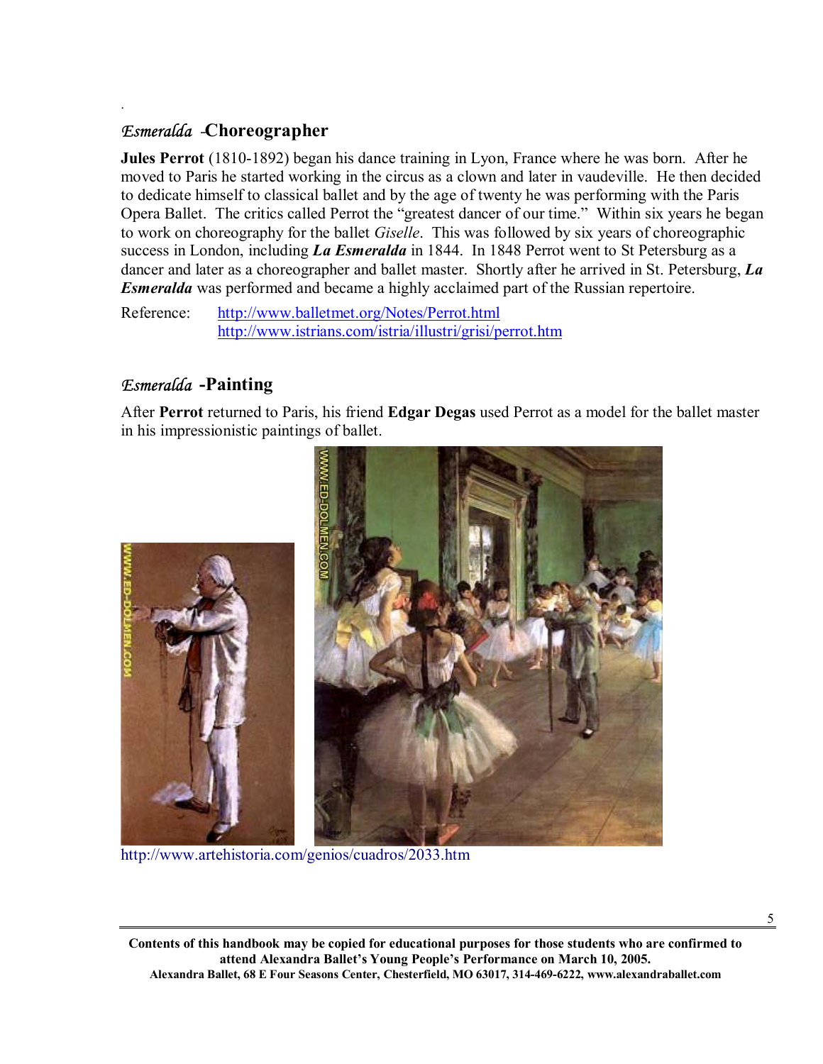## *Esmeralda* -Choreographer

**Jules Perrot** (1810-1892) began his dance training in Lyon, France where he was born. After he moved to Paris he started working in the circus as a clown and later in vaudeville. He then decided to dedicate himself to classical ballet and by the age of twenty he was performing with the Paris Opera Ballet. The critics called Perrot the "greatest dancer of our time." Within six years he began to work on choreography for the ballet *Giselle*. This was followed by six years of choreographic success in London, including ***La Esmeralda*** in 1844. In 1848 Perrot went to St Petersburg as a dancer and later as a choreographer and ballet master. Shortly after he arrived in St. Petersburg, ***La Esmeralda*** was performed and became a highly acclaimed part of the Russian repertoire.

Reference: http://www.balletmet.org/Notes/Perrot.html
http://www.istrians.com/istria/illustri/grisi/perrot.htm

## *Esmeralda* -Painting

After **Perrot** returned to Paris, his friend **Edgar Degas** used Perrot as a model for the ballet master in his impressionistic paintings of ballet.

http://www.artehistoria.com/genios/cuadros/2033.htm

**Contents of this handbook may be copied for educational purposes for those students who are confirmed to attend Alexandra Ballet's Young People's Performance on March 10, 2005.**
**Alexandra Ballet, 68 E Four Seasons Center, Chesterfield, MO 63017, 314-469-6222, www.alexandraballet.com**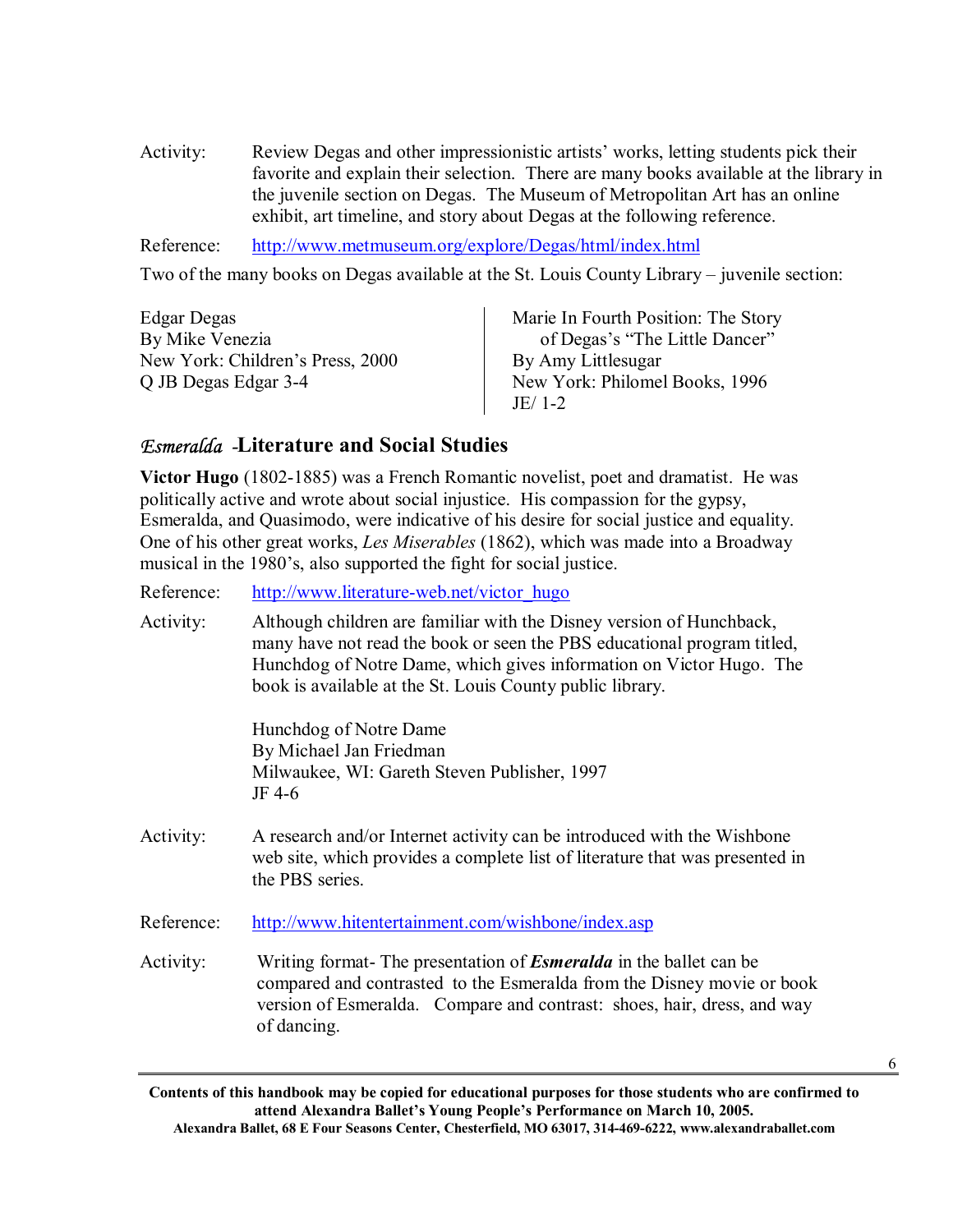Activity: Review Degas and other impressionistic artists' works, letting students pick their favorite and explain their selection. There are many books available at the library in the juvenile section on Degas. The Museum of Metropolitan Art has an online exhibit, art timeline, and story about Degas at the following reference.

Reference: http://www.metmuseum.org/explore/Degas/html/index.html

Two of the many books on Degas available at the St. Louis County Library – juvenile section:

Edgar Degas
By Mike Venezia
New York: Children's Press, 2000
Q JB Degas Edgar 3-4

Marie In Fourth Position: The Story of Degas's "The Little Dancer"
By Amy Littlesugar
New York: Philomel Books, 1996
JE/ 1-2

## *Esmeralda* -Literature and Social Studies

**Victor Hugo** (1802-1885) was a French Romantic novelist, poet and dramatist. He was politically active and wrote about social injustice. His compassion for the gypsy, Esmeralda, and Quasimodo, were indicative of his desire for social justice and equality. One of his other great works, *Les Miserables* (1862), which was made into a Broadway musical in the 1980's, also supported the fight for social justice.

Reference: http://www.literature-web.net/victor_hugo

Activity: Although children are familiar with the Disney version of Hunchback, many have not read the book or seen the PBS educational program titled, Hunchdog of Notre Dame, which gives information on Victor Hugo. The book is available at the St. Louis County public library.

Hunchdog of Notre Dame
By Michael Jan Friedman
Milwaukee, WI: Gareth Steven Publisher, 1997
JF 4-6

Activity: A research and/or Internet activity can be introduced with the Wishbone web site, which provides a complete list of literature that was presented in the PBS series.

Reference: http://www.hitentertainment.com/wishbone/index.asp

Activity: Writing format- The presentation of ***Esmeralda*** in the ballet can be compared and contrasted to the Esmeralda from the Disney movie or book version of Esmeralda. Compare and contrast: shoes, hair, dress, and way of dancing.

**Contents of this handbook may be copied for educational purposes for those students who are confirmed to attend Alexandra Ballet's Young People's Performance on March 10, 2005.**
**Alexandra Ballet, 68 E Four Seasons Center, Chesterfield, MO 63017, 314-469-6222, www.alexandraballet.com**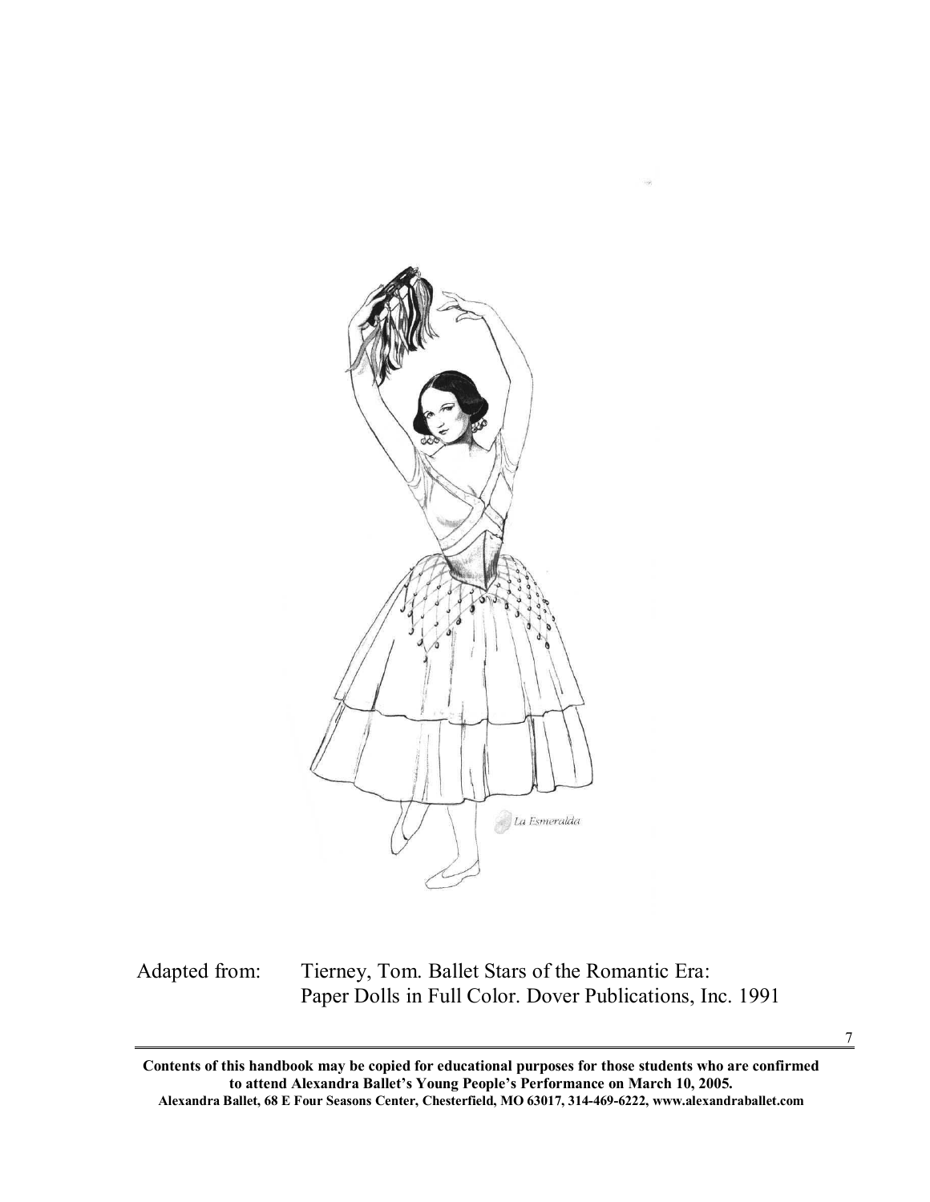La Esmeralda

Adapted from: Tierney, Tom. Ballet Stars of the Romantic Era: Paper Dolls in Full Color. Dover Publications, Inc. 1991

**Contents of this handbook may be copied for educational purposes for those students who are confirmed to attend Alexandra Ballet's Young People's Performance on March 10, 2005.**
**Alexandra Ballet, 68 E Four Seasons Center, Chesterfield, MO 63017, 314-469-6222, www.alexandraballet.com**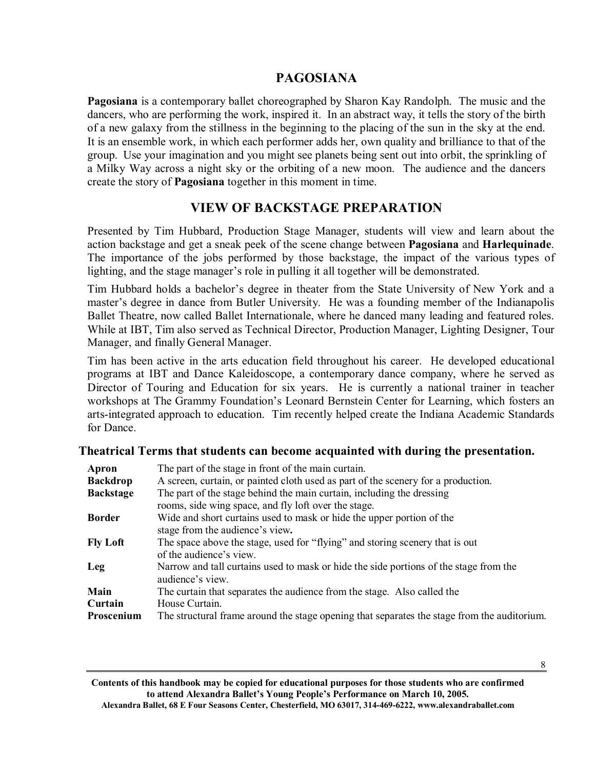## PAGOSIANA

**Pagosiana** is a contemporary ballet choreographed by Sharon Kay Randolph. The music and the dancers, who are performing the work, inspired it. In an abstract way, it tells the story of the birth of a new galaxy from the stillness in the beginning to the placing of the sun in the sky at the end. It is an ensemble work, in which each performer adds her, own quality and brilliance to that of the group. Use your imagination and you might see planets being sent out into orbit, the sprinkling of a Milky Way across a night sky or the orbiting of a new moon. The audience and the dancers create the story of **Pagosiana** together in this moment in time.

## VIEW OF BACKSTAGE PREPARATION

Presented by Tim Hubbard, Production Stage Manager, students will view and learn about the action backstage and get a sneak peek of the scene change between **Pagosiana** and **Harlequinade**. The importance of the jobs performed by those backstage, the impact of the various types of lighting, and the stage manager's role in pulling it all together will be demonstrated.

Tim Hubbard holds a bachelor's degree in theater from the State University of New York and a master's degree in dance from Butler University. He was a founding member of the Indianapolis Ballet Theatre, now called Ballet Internationale, where he danced many leading and featured roles. While at IBT, Tim also served as Technical Director, Production Manager, Lighting Designer, Tour Manager, and finally General Manager.

Tim has been active in the arts education field throughout his career. He developed educational programs at IBT and Dance Kaleidoscope, a contemporary dance company, where he served as Director of Touring and Education for six years. He is currently a national trainer in teacher workshops at The Grammy Foundation's Leonard Bernstein Center for Learning, which fosters an arts-integrated approach to education. Tim recently helped create the Indiana Academic Standards for Dance.

### Theatrical Terms that students can become acquainted with during the presentation.

| Term | Definition |
|---|---|
| **Apron** | The part of the stage in front of the main curtain. |
| **Backdrop** | A screen, curtain, or painted cloth used as part of the scenery for a production. |
| **Backstage** | The part of the stage behind the main curtain, including the dressing rooms, side wing space, and fly loft over the stage. |
| **Border** | Wide and short curtains used to mask or hide the upper portion of the stage from the audience's view. |
| **Fly Loft** | The space above the stage, used for "flying" and storing scenery that is out of the audience's view. |
| **Leg** | Narrow and tall curtains used to mask or hide the side portions of the stage from the audience's view. |
| **Main Curtain** | The curtain that separates the audience from the stage. Also called the House Curtain. |
| **Proscenium** | The structural frame around the stage opening that separates the stage from the auditorium. |

**Contents of this handbook may be copied for educational purposes for those students who are confirmed to attend Alexandra Ballet's Young People's Performance on March 10, 2005.**
**Alexandra Ballet, 68 E Four Seasons Center, Chesterfield, MO 63017, 314-469-6222, www.alexandraballet.com**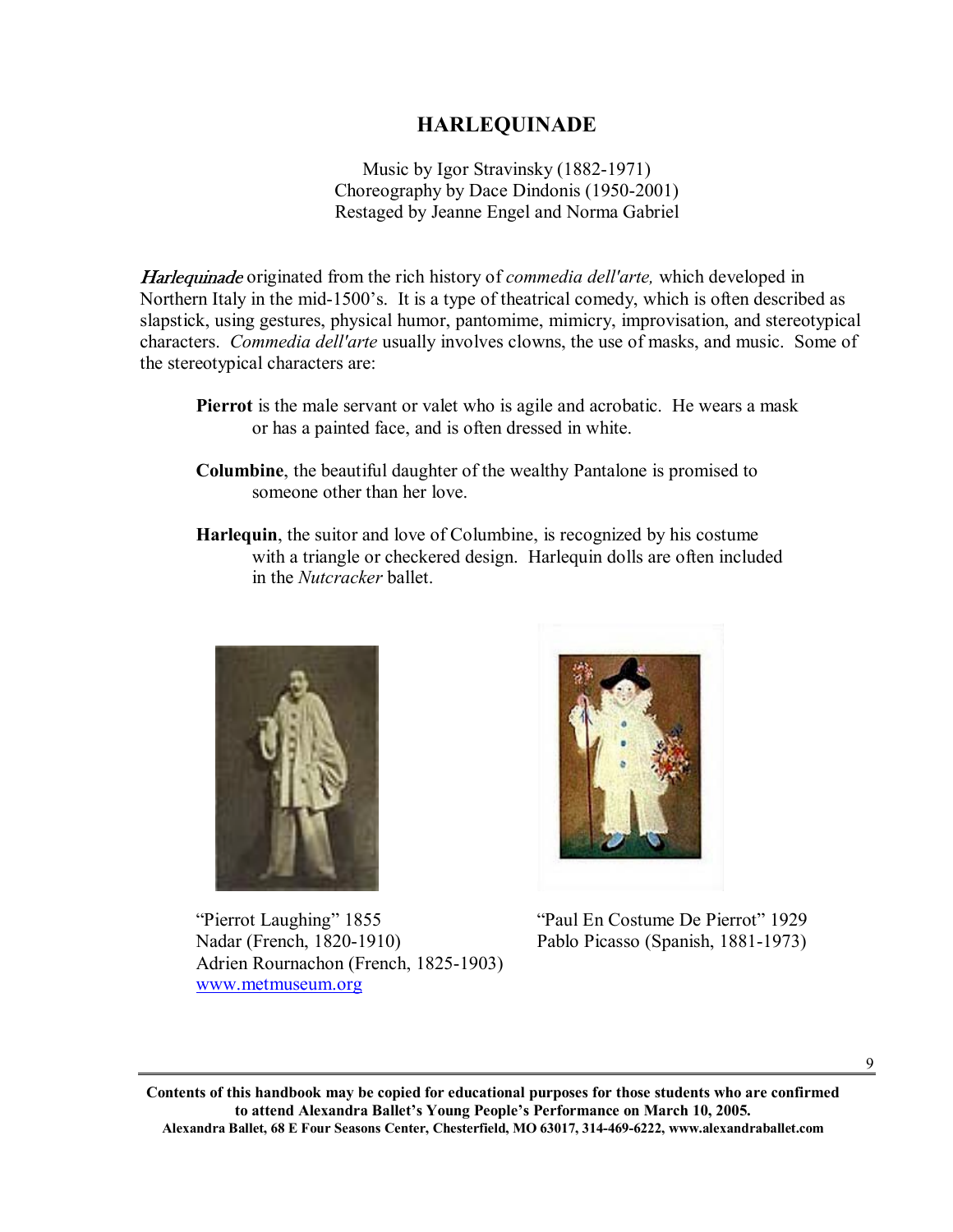# HARLEQUINADE

Music by Igor Stravinsky (1882-1971)
Choreography by Dace Dindonis (1950-2001)
Restaged by Jeanne Engel and Norma Gabriel

*Harlequinade* originated from the rich history of *commedia dell'arte,* which developed in Northern Italy in the mid-1500's. It is a type of theatrical comedy, which is often described as slapstick, using gestures, physical humor, pantomime, mimicry, improvisation, and stereotypical characters. *Commedia dell'arte* usually involves clowns, the use of masks, and music. Some of the stereotypical characters are:

**Pierrot** is the male servant or valet who is agile and acrobatic. He wears a mask or has a painted face, and is often dressed in white.

**Columbine**, the beautiful daughter of the wealthy Pantalone is promised to someone other than her love.

**Harlequin**, the suitor and love of Columbine, is recognized by his costume with a triangle or checkered design. Harlequin dolls are often included in the *Nutcracker* ballet.

"Pierrot Laughing" 1855
Nadar (French, 1820-1910)
Adrien Rournachon (French, 1825-1903)
www.metmuseum.org

"Paul En Costume De Pierrot" 1929
Pablo Picasso (Spanish, 1881-1973)

**Contents of this handbook may be copied for educational purposes for those students who are confirmed to attend Alexandra Ballet's Young People's Performance on March 10, 2005.**
**Alexandra Ballet, 68 E Four Seasons Center, Chesterfield, MO 63017, 314-469-6222, www.alexandraballet.com**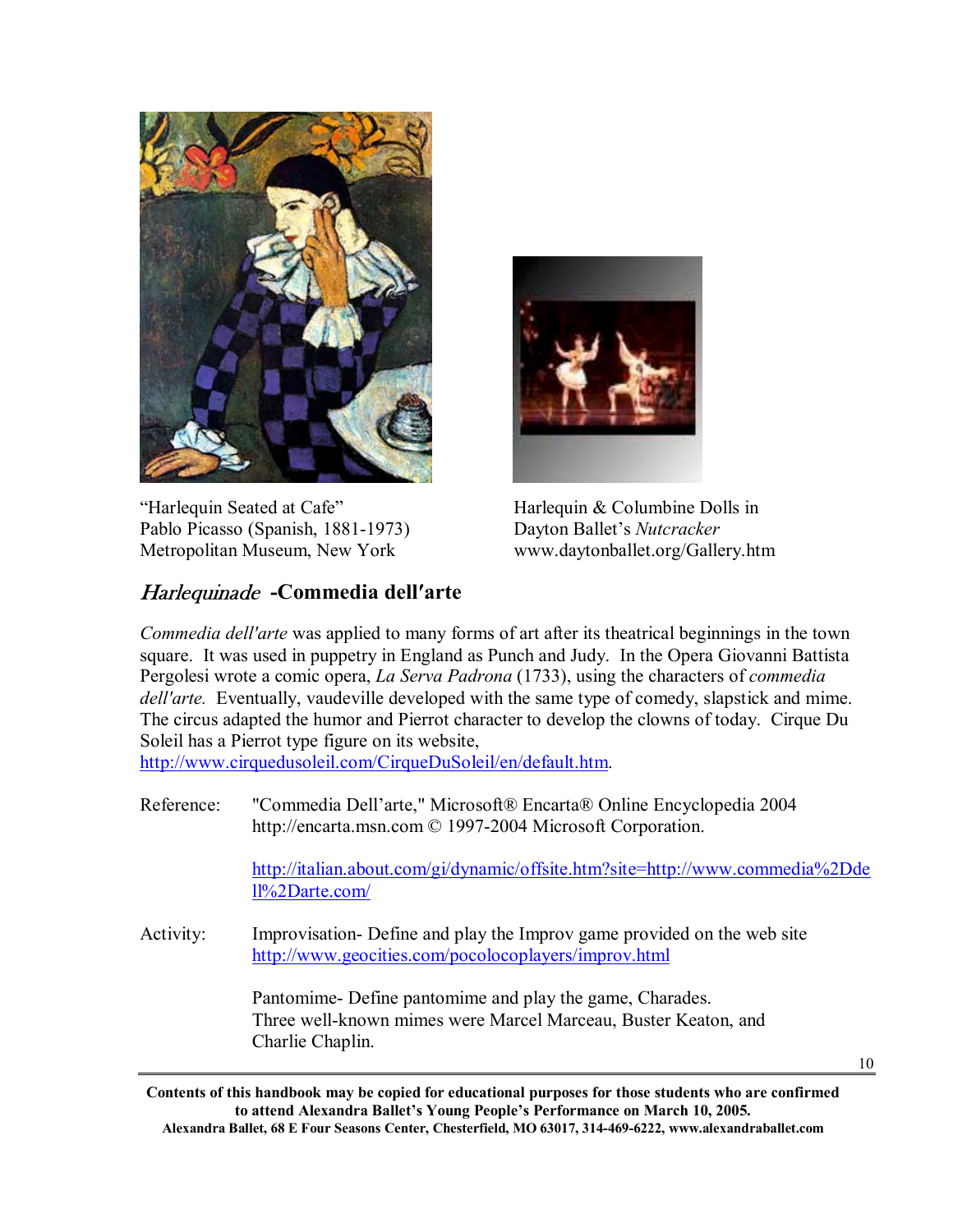"Harlequin Seated at Cafe"
Pablo Picasso (Spanish, 1881-1973)
Metropolitan Museum, New York

Harlequin & Columbine Dolls in
Dayton Ballet's *Nutcracker*
www.daytonballet.org/Gallery.htm

## *Harlequinade* -Commedia dell'arte

*Commedia dell'arte* was applied to many forms of art after its theatrical beginnings in the town square. It was used in puppetry in England as Punch and Judy. In the Opera Giovanni Battista Pergolesi wrote a comic opera, *La Serva Padrona* (1733), using the characters of *commedia dell'arte.* Eventually, vaudeville developed with the same type of comedy, slapstick and mime. The circus adapted the humor and Pierrot character to develop the clowns of today. Cirque Du Soleil has a Pierrot type figure on its website, http://www.cirquedusoleil.com/CirqueDuSoleil/en/default.htm.

Reference: "Commedia Dell'arte," Microsoft® Encarta® Online Encyclopedia 2004 http://encarta.msn.com © 1997-2004 Microsoft Corporation.

http://italian.about.com/gi/dynamic/offsite.htm?site=http://www.commedia%2Ddell%2Darte.com/

Activity: Improvisation- Define and play the Improv game provided on the web site http://www.geocities.com/pocolocoplayers/improv.html

Pantomime- Define pantomime and play the game, Charades.
Three well-known mimes were Marcel Marceau, Buster Keaton, and Charlie Chaplin.

**Contents of this handbook may be copied for educational purposes for those students who are confirmed to attend Alexandra Ballet's Young People's Performance on March 10, 2005.**
**Alexandra Ballet, 68 E Four Seasons Center, Chesterfield, MO 63017, 314-469-6222, www.alexandraballet.com**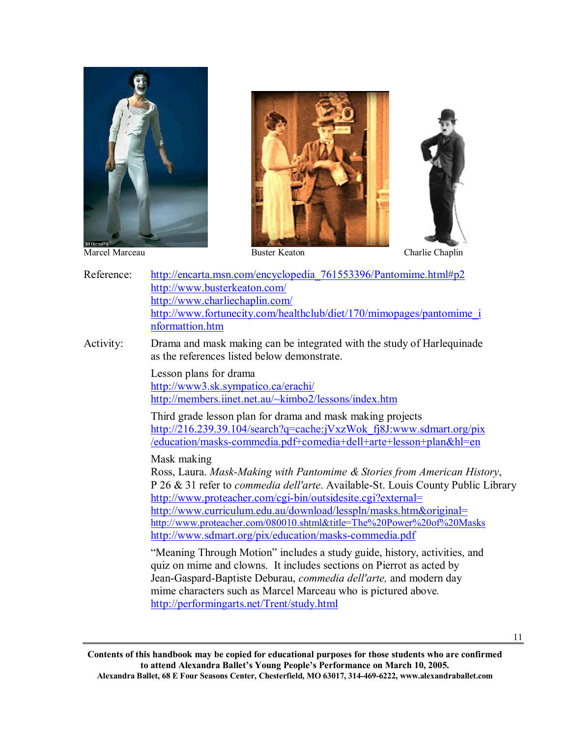Marcel Marceau

Buster Keaton

Charlie Chaplin

Reference: http://encarta.msn.com/encyclopedia_761553396/Pantomime.html#p2
http://www.busterkeaton.com/
http://www.charliechaplin.com/
http://www.fortunecity.com/healthclub/diet/170/mimopages/pantomime_informattion.htm

Activity: Drama and mask making can be integrated with the study of Harlequinade as the references listed below demonstrate.

Lesson plans for drama
http://www3.sk.sympatico.ca/erachi/
http://members.iinet.net.au/~kimbo2/lessons/index.htm

Third grade lesson plan for drama and mask making projects
http://216.239.39.104/search?q=cache:jVxzWok_fj8J:www.sdmart.org/pix/education/masks-commedia.pdf+comedia+dell+arte+lesson+plan&hl=en

Mask making
Ross, Laura. *Mask-Making with Pantomime & Stories from American History*, P 26 & 31 refer to *commedia dell'arte*. Available-St. Louis County Public Library
http://www.proteacher.com/cgi-bin/outsidesite.cgi?external=
http://www.curriculum.edu.au/download/lesspln/masks.htm&original=
http://www.proteacher.com/080010.shtml&title=The%20Power%20of%20Masks
http://www.sdmart.org/pix/education/masks-commedia.pdf

"Meaning Through Motion" includes a study guide, history, activities, and quiz on mime and clowns. It includes sections on Pierrot as acted by Jean-Gaspard-Baptiste Deburau, *commedia dell'arte,* and modern day mime characters such as Marcel Marceau who is pictured above.
http://performingarts.net/Trent/study.html

**Contents of this handbook may be copied for educational purposes for those students who are confirmed to attend Alexandra Ballet's Young People's Performance on March 10, 2005.**
**Alexandra Ballet, 68 E Four Seasons Center, Chesterfield, MO 63017, 314-469-6222, www.alexandraballet.com**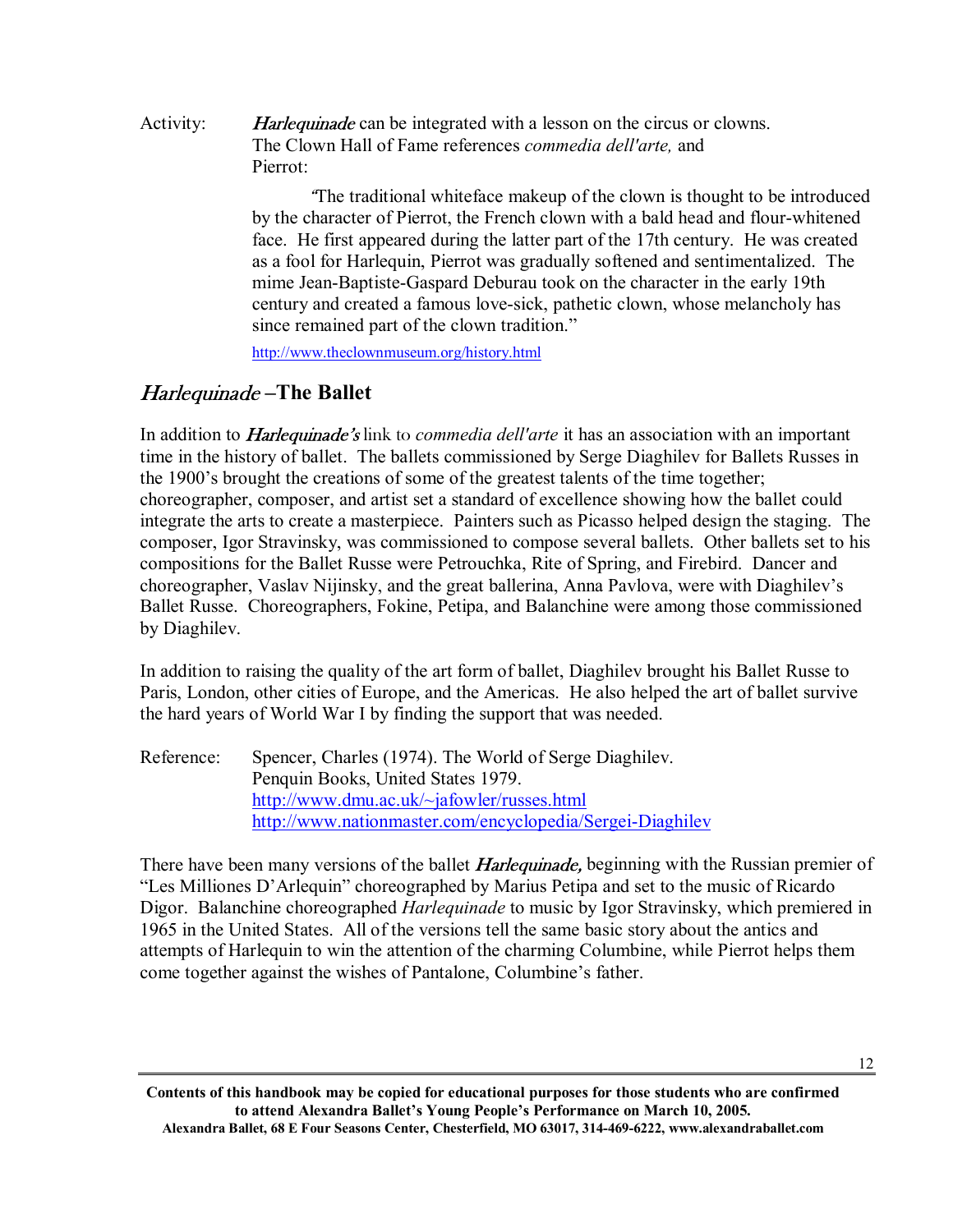Activity: *Harlequinade* can be integrated with a lesson on the circus or clowns. The Clown Hall of Fame references *commedia dell'arte,* and Pierrot:

> "The traditional whiteface makeup of the clown is thought to be introduced by the character of Pierrot, the French clown with a bald head and flour-whitened face. He first appeared during the latter part of the 17th century. He was created as a fool for Harlequin, Pierrot was gradually softened and sentimentalized. The mime Jean-Baptiste-Gaspard Deburau took on the character in the early 19th century and created a famous love-sick, pathetic clown, whose melancholy has since remained part of the clown tradition."

http://www.theclownmuseum.org/history.html

## *Harlequinade* –The Ballet

In addition to ***Harlequinade's*** link to *commedia dell'arte* it has an association with an important time in the history of ballet. The ballets commissioned by Serge Diaghilev for Ballets Russes in the 1900's brought the creations of some of the greatest talents of the time together; choreographer, composer, and artist set a standard of excellence showing how the ballet could integrate the arts to create a masterpiece. Painters such as Picasso helped design the staging. The composer, Igor Stravinsky, was commissioned to compose several ballets. Other ballets set to his compositions for the Ballet Russe were Petrouchka, Rite of Spring, and Firebird. Dancer and choreographer, Vaslav Nijinsky, and the great ballerina, Anna Pavlova, were with Diaghilev's Ballet Russe. Choreographers, Fokine, Petipa, and Balanchine were among those commissioned by Diaghilev.

In addition to raising the quality of the art form of ballet, Diaghilev brought his Ballet Russe to Paris, London, other cities of Europe, and the Americas. He also helped the art of ballet survive the hard years of World War I by finding the support that was needed.

Reference: Spencer, Charles (1974). The World of Serge Diaghilev. Penquin Books, United States 1979.
http://www.dmu.ac.uk/~jafowler/russes.html
http://www.nationmaster.com/encyclopedia/Sergei-Diaghilev

There have been many versions of the ballet ***Harlequinade,*** beginning with the Russian premier of "Les Milliones D'Arlequin" choreographed by Marius Petipa and set to the music of Ricardo Digor. Balanchine choreographed *Harlequinade* to music by Igor Stravinsky, which premiered in 1965 in the United States. All of the versions tell the same basic story about the antics and attempts of Harlequin to win the attention of the charming Columbine, while Pierrot helps them come together against the wishes of Pantalone, Columbine's father.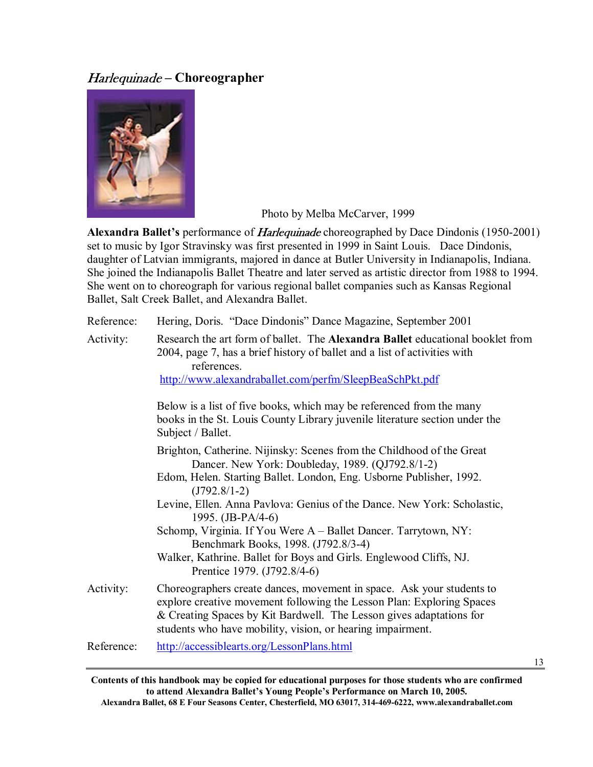## *Harlequinade* – Choreographer

Photo by Melba McCarver, 1999

**Alexandra Ballet's** performance of *Harlequinade* choreographed by Dace Dindonis (1950-2001) set to music by Igor Stravinsky was first presented in 1999 in Saint Louis. Dace Dindonis, daughter of Latvian immigrants, majored in dance at Butler University in Indianapolis, Indiana. She joined the Indianapolis Ballet Theatre and later served as artistic director from 1988 to 1994. She went on to choreograph for various regional ballet companies such as Kansas Regional Ballet, Salt Creek Ballet, and Alexandra Ballet.

Reference: Hering, Doris. "Dace Dindonis" Dance Magazine, September 2001

Activity: Research the art form of ballet. The **Alexandra Ballet** educational booklet from 2004, page 7, has a brief history of ballet and a list of activities with references.
http://www.alexandraballet.com/perfm/SleepBeaSchPkt.pdf

Below is a list of five books, which may be referenced from the many books in the St. Louis County Library juvenile literature section under the Subject / Ballet.

Brighton, Catherine. Nijinsky: Scenes from the Childhood of the Great Dancer. New York: Doubleday, 1989. (QJ792.8/1-2)
Edom, Helen. Starting Ballet. London, Eng. Usborne Publisher, 1992. (J792.8/1-2)
Levine, Ellen. Anna Pavlova: Genius of the Dance. New York: Scholastic, 1995. (JB-PA/4-6)
Schomp, Virginia. If You Were A – Ballet Dancer. Tarrytown, NY: Benchmark Books, 1998. (J792.8/3-4)
Walker, Kathrine. Ballet for Boys and Girls. Englewood Cliffs, NJ. Prentice 1979. (J792.8/4-6)

Activity: Choreographers create dances, movement in space. Ask your students to explore creative movement following the Lesson Plan: Exploring Spaces & Creating Spaces by Kit Bardwell. The Lesson gives adaptations for students who have mobility, vision, or hearing impairment.

Reference: http://accessiblearts.org/LessonPlans.html

**Contents of this handbook may be copied for educational purposes for those students who are confirmed to attend Alexandra Ballet's Young People's Performance on March 10, 2005.**
**Alexandra Ballet, 68 E Four Seasons Center, Chesterfield, MO 63017, 314-469-6222, www.alexandraballet.com**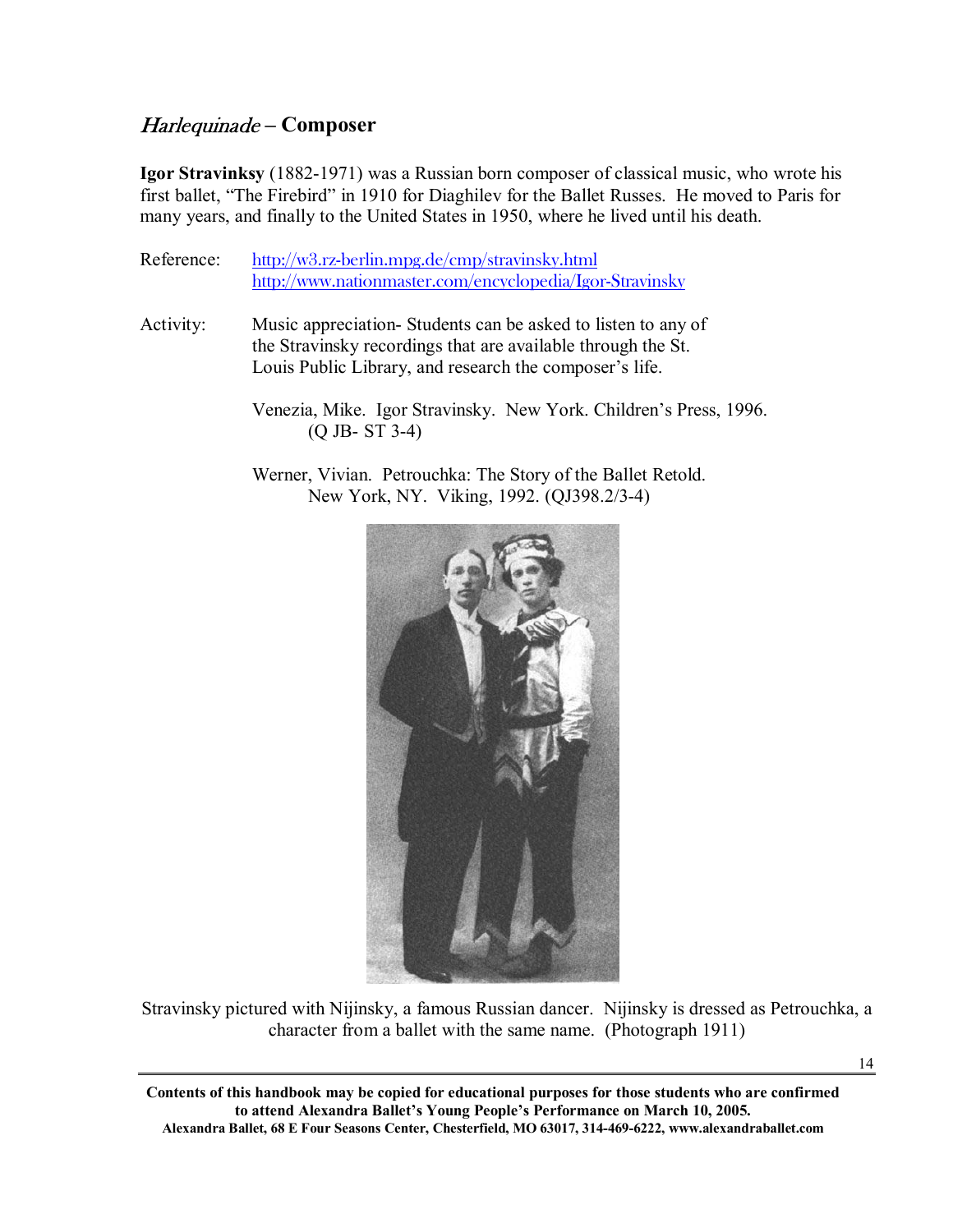## *Harlequinade* – Composer

**Igor Stravinksy** (1882-1971) was a Russian born composer of classical music, who wrote his first ballet, "The Firebird" in 1910 for Diaghilev for the Ballet Russes. He moved to Paris for many years, and finally to the United States in 1950, where he lived until his death.

Reference: http://w3.rz-berlin.mpg.de/cmp/stravinsky.html
http://www.nationmaster.com/encyclopedia/Igor-Stravinsky

Activity: Music appreciation- Students can be asked to listen to any of the Stravinsky recordings that are available through the St. Louis Public Library, and research the composer's life.

Venezia, Mike. Igor Stravinsky. New York. Children's Press, 1996. (Q JB- ST 3-4)

Werner, Vivian. Petrouchka: The Story of the Ballet Retold. New York, NY. Viking, 1992. (QJ398.2/3-4)

Stravinsky pictured with Nijinsky, a famous Russian dancer. Nijinsky is dressed as Petrouchka, a character from a ballet with the same name. (Photograph 1911)

**Contents of this handbook may be copied for educational purposes for those students who are confirmed to attend Alexandra Ballet's Young People's Performance on March 10, 2005.**
**Alexandra Ballet, 68 E Four Seasons Center, Chesterfield, MO 63017, 314-469-6222, www.alexandraballet.com**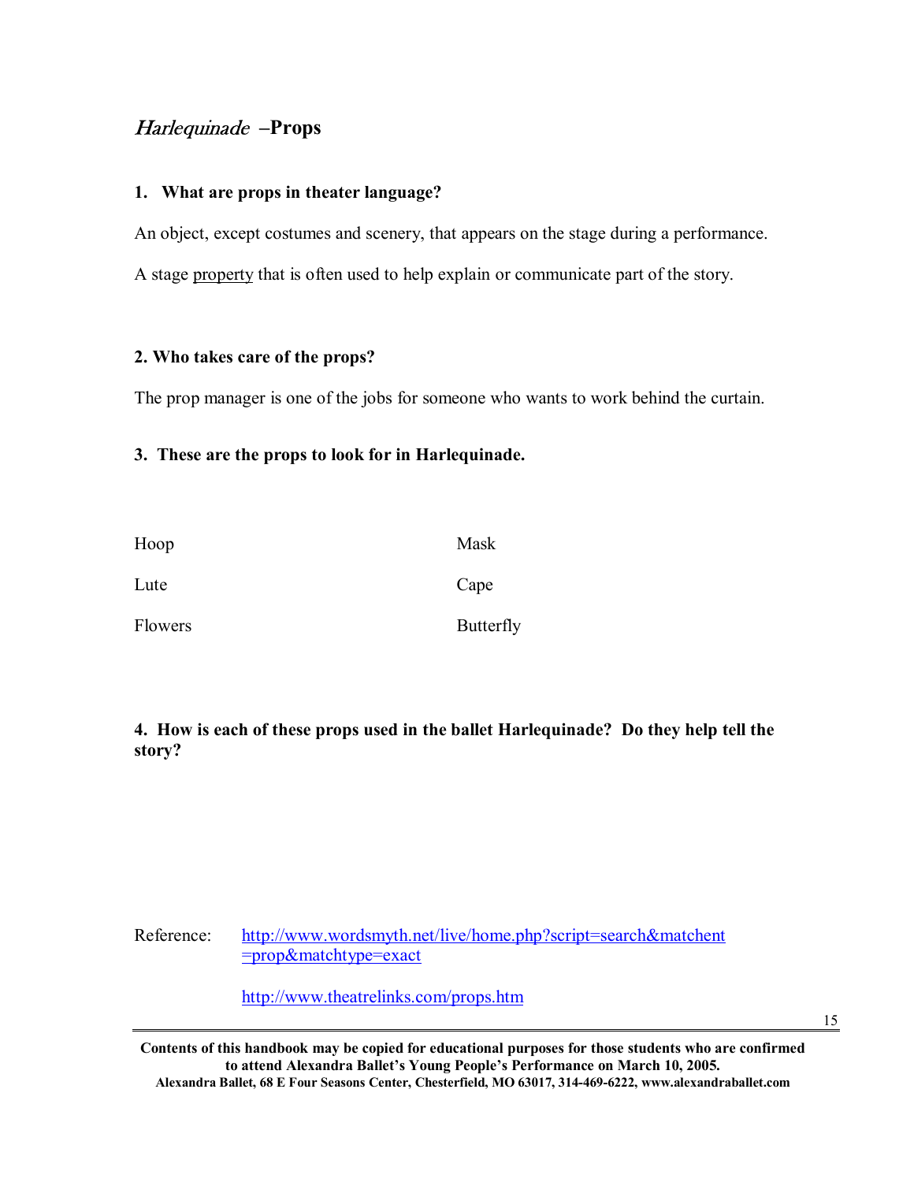## *Harlequinade* –Props

**1. What are props in theater language?**

An object, except costumes and scenery, that appears on the stage during a performance.

A stage property that is often used to help explain or communicate part of the story.

**2. Who takes care of the props?**

The prop manager is one of the jobs for someone who wants to work behind the curtain.

**3. These are the props to look for in Harlequinade.**

| | |
|---|---|
| Hoop | Mask |
| Lute | Cape |
| Flowers | Butterfly |

**4. How is each of these props used in the ballet Harlequinade? Do they help tell the story?**

Reference: http://www.wordsmyth.net/live/home.php?script=search&matchent=prop&matchtype=exact

http://www.theatrelinks.com/props.htm

**Contents of this handbook may be copied for educational purposes for those students who are confirmed to attend Alexandra Ballet's Young People's Performance on March 10, 2005.**
**Alexandra Ballet, 68 E Four Seasons Center, Chesterfield, MO 63017, 314-469-6222, www.alexandraballet.com**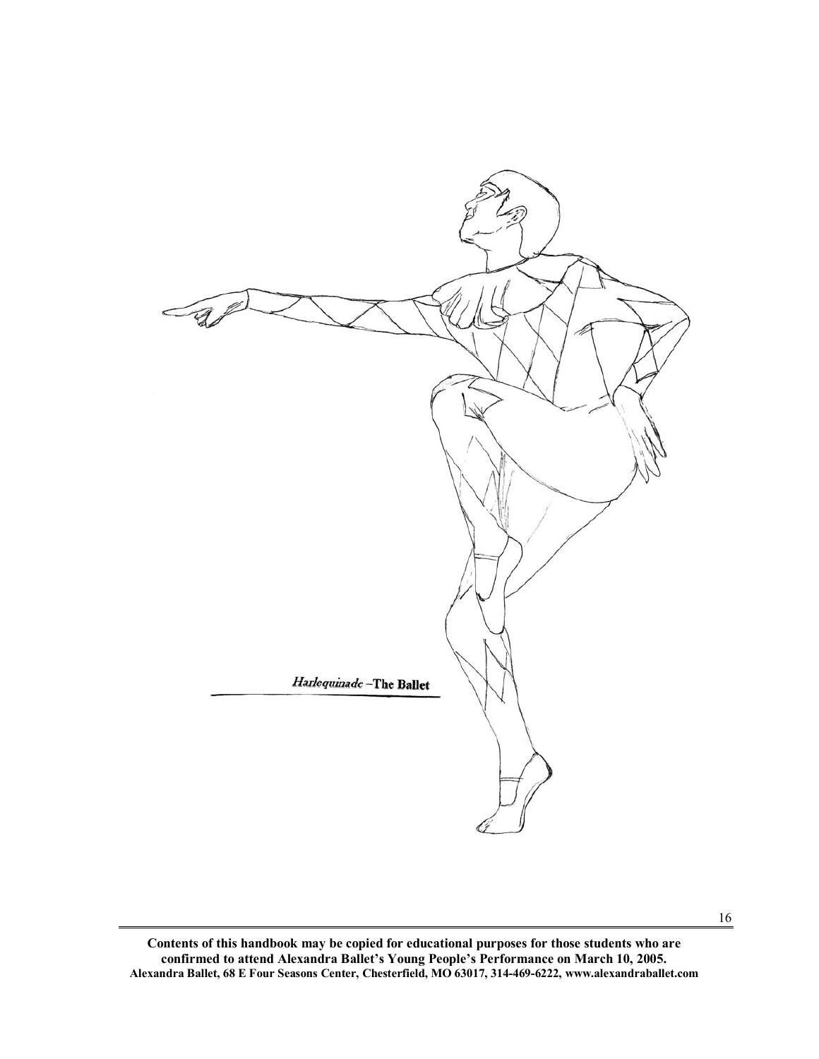*Harlequinade* –**The Ballet**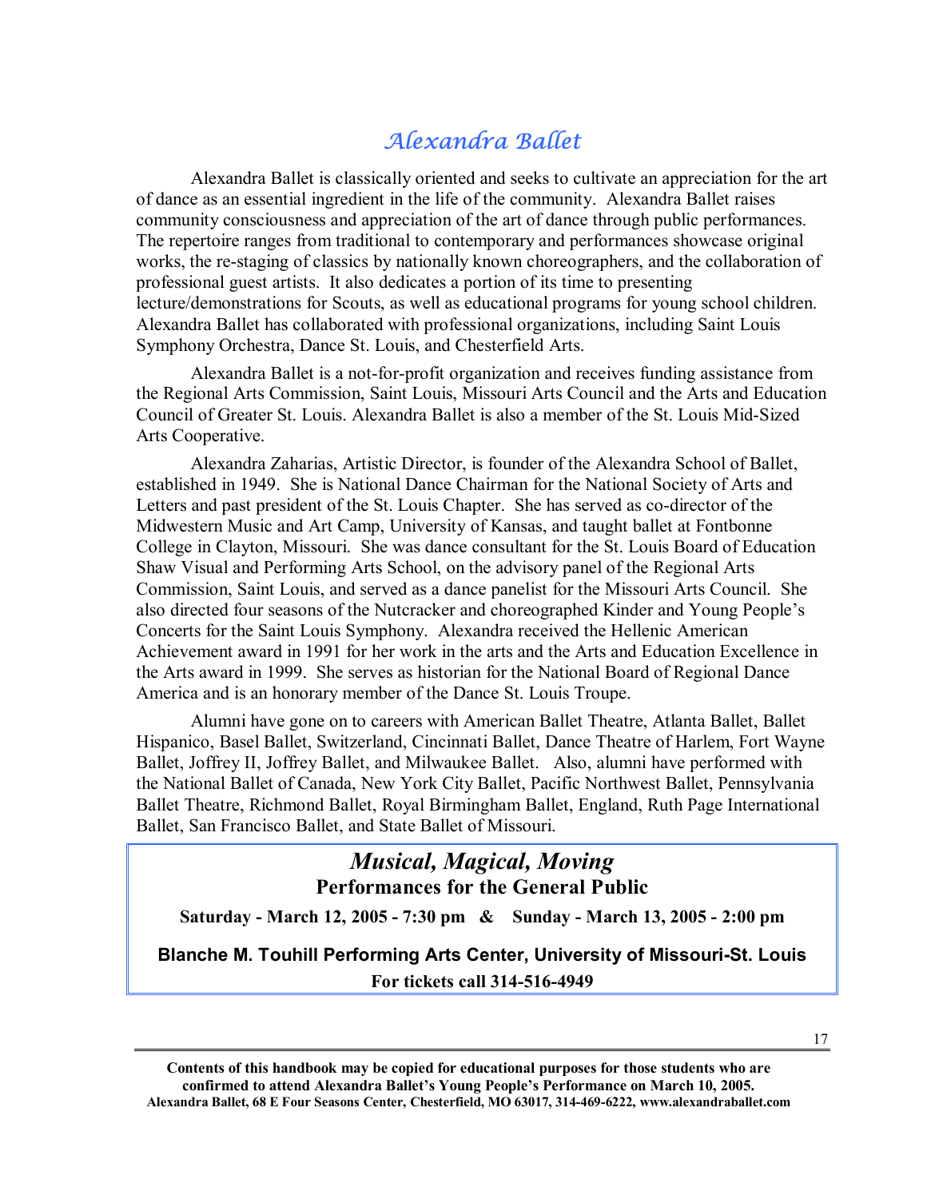# *Alexandra Ballet*

Alexandra Ballet is classically oriented and seeks to cultivate an appreciation for the art of dance as an essential ingredient in the life of the community. Alexandra Ballet raises community consciousness and appreciation of the art of dance through public performances. The repertoire ranges from traditional to contemporary and performances showcase original works, the re-staging of classics by nationally known choreographers, and the collaboration of professional guest artists. It also dedicates a portion of its time to presenting lecture/demonstrations for Scouts, as well as educational programs for young school children. Alexandra Ballet has collaborated with professional organizations, including Saint Louis Symphony Orchestra, Dance St. Louis, and Chesterfield Arts.

Alexandra Ballet is a not-for-profit organization and receives funding assistance from the Regional Arts Commission, Saint Louis, Missouri Arts Council and the Arts and Education Council of Greater St. Louis. Alexandra Ballet is also a member of the St. Louis Mid-Sized Arts Cooperative.

Alexandra Zaharias, Artistic Director, is founder of the Alexandra School of Ballet, established in 1949. She is National Dance Chairman for the National Society of Arts and Letters and past president of the St. Louis Chapter. She has served as co-director of the Midwestern Music and Art Camp, University of Kansas, and taught ballet at Fontbonne College in Clayton, Missouri. She was dance consultant for the St. Louis Board of Education Shaw Visual and Performing Arts School, on the advisory panel of the Regional Arts Commission, Saint Louis, and served as a dance panelist for the Missouri Arts Council. She also directed four seasons of the Nutcracker and choreographed Kinder and Young People's Concerts for the Saint Louis Symphony. Alexandra received the Hellenic American Achievement award in 1991 for her work in the arts and the Arts and Education Excellence in the Arts award in 1999. She serves as historian for the National Board of Regional Dance America and is an honorary member of the Dance St. Louis Troupe.

Alumni have gone on to careers with American Ballet Theatre, Atlanta Ballet, Ballet Hispanico, Basel Ballet, Switzerland, Cincinnati Ballet, Dance Theatre of Harlem, Fort Wayne Ballet, Joffrey II, Joffrey Ballet, and Milwaukee Ballet. Also, alumni have performed with the National Ballet of Canada, New York City Ballet, Pacific Northwest Ballet, Pennsylvania Ballet Theatre, Richmond Ballet, Royal Birmingham Ballet, England, Ruth Page International Ballet, San Francisco Ballet, and State Ballet of Missouri.

***Musical, Magical, Moving***

**Performances for the General Public**

**Saturday - March 12, 2005 - 7:30 pm & Sunday - March 13, 2005 - 2:00 pm**

**Blanche M. Touhill Performing Arts Center, University of Missouri-St. Louis**

**For tickets call 314-516-4949**

**Contents of this handbook may be copied for educational purposes for those students who are confirmed to attend Alexandra Ballet's Young People's Performance on March 10, 2005.**
**Alexandra Ballet, 68 E Four Seasons Center, Chesterfield, MO 63017, 314-469-6222, www.alexandraballet.com**